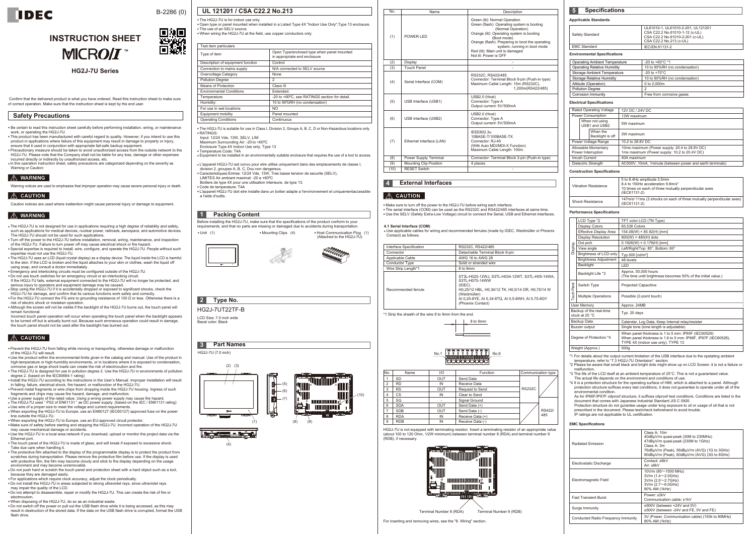IDEC

B-2286 (0)

# INSTRUCTION SHEET

MICRO/I ™

**HG2J-7U Series**

Confirm that the delivered product is what you have ordered. Read this instruction sheet to make sure of correct operation. Make sure that the instruction sheet is kept by the end user.

## Safety Precautions

- Be certain to read this instruction sheet carefully before performing installation, wiring, or maintenance work, or operating the HG2J-7U.
- This product has been manufactured with careful regard to quality. However, if you intend to use this product in applications where failure of this equipment may result in damage to property or injury, ensure that it used in conjunction with appropriate fail-safe backup equipment.
- Precautionary measure should be taken to avoid unauthorized access from the outside network to the HG2J-7U. Please note that the Company shall not be liable for any loss, damage or other expenses incurred directly or indirectly by unauthorized access, etc.
- In this operation instruction sheet, safety precautions are categorized depending on the severity as Warning or Caution:

**⚠ WARNING**

Warning notices are used to emphasize that improper operation may cause severe personal injury or death.

**⚠ CAUTION**

Caution notices are used where inattention might cause personal injury or damage to equipment.

**⚠ WARNING**

- The HG2J-7U is not designed for use in applications requiring a high degree of reliability and safety, such as applications for medical devices, nuclear power, railroads, aerospace, and automotive devices. The HG2J-7U should not be used for such applications.
- Turn off the power to the HG2J-7U before installation, removal, wiring, maintenance, and inspection of the HG2J-7U. Failure to turn power off may cause electrical shock or fire hazard.
- Special expertise is required to install, wire, configure, and operate the HG2J-7U. People without such expertise must not use the HG2J-7U.
- The HG2J-7U uses an LCD (liquid crystal display) as a display device. The liquid inside the LCD is harmful to the skin. If the LCD is broken and the liquid attaches to your skin or clothes, wash the liquid off using soap, and consult a doctor immediately.
- Emergency and interlocking circuits must be configured outside of the HG2J-7U.
- Do not use touch switches for an emergency circuit or an interlocking circuit. If the HG2J-7U fails, external equipment connected to the HG2J-7U will no longer be protected, and serious injury to operators and equipment damage may be caused.
- Stop using the HG2J-7U if it is accidentally dropped or exposed to significant shocks, check the HG2J-7U for damage, and confirm that its various functions work safely and correctly.
- For the HG2J-7U connect the FG wire to grounding resistance of 100 Ω or less. Otherwise there is a risk of electric shock or mistaken operation.
- Although the screen will not be visible if the backlight of the HG2J-7U burns out, the touch panel will remain functional. Incorrect touch panel operation will occur when operating the touch panel when the backlight appears to be turned off but is actually burnt out. Because such erroneous operation could result in damage, the touch panel should not be used after the backlight has burned out.

**⚠ CAUTION**

- Prevent the HG2J-7U from falling while moving or transporting, otherwise damage or malfunction of the HG2J-7U will result.
- Use the product within the environmental limits given in the catalog and manual. Use of the product in high-temperature or high-humidity environments, or in locations where it is exposed to condensation, corrosive gas or large shock loads can create the risk of electrocution and fire.
- The HG2J-7U is designed for use in pollution degree 2. Use the HG2J-7U in environments of pollution degree 2. (based on the IEC60664-1 rating)
- Install the HG2J-7U according to the instructions in the User's Manual. Improper installation will result in falling, failure, electrical shock, fire hazard, or malfunction of the HG2J-7U.
- Prevent metal fragments or wire chips from dropping inside the HG2J-7U housing. Ingress of such fragments and chips may cause fire hazard, damage, and malfunction.
- Use a power supply of the rated value. Using a wrong power supply may cause fire hazard.
- The HG2J-7U uses " PS2 of EN61131 " as DC power supply. (based on the IEC / EN61131 rating)
- Use wire of a proper size to meet the voltage and current requirements.
- When exporting the HG2J-7U to Europe, use an EN60127 (IEC60127) approved fuse on the power line outside the HG2J-7U.
- When exporting the HG2J-7U to Europe, use an EU-approved circuit protector.
- Make sure of safety before starting and stopping the HG2J-7U. Incorrect operation of the HG2J-7U may cause mechanical damage or accidents.
- Use the HG2J-7U in a local area network if you download, upload or monitor the project data via the Ethernet port.
- The touch panel of the HG2J-7U is made of glass, and will break if exposed to excessive shock. Take due care when handling it.
- The protective film attached to the display of the programmable display is to protect the product from scratches during transportation. Please remove the protective film before use. If the display is used with protective film, the film may become cloudy and stick to the display depending on the usage environment and may become unremovable.
- Do not push hard or scratch the touch panel and protection sheet with a hard object such as a tool, because they are damaged easily.
- For applications which require clock accuracy, adjust the clock periodically.
- Do not install the HG2J-7U in areas subjected to strong ultraviolet rays, since ultraviolet rays may impair the quality of the LCD.
- Do not attempt to disassemble, repair or modify the HG2J-7U. This can create the risk of fire or electrocution.
- When disposing of the HG2J-7U, do so as an industrial waste.
- Do not switch off the power or pull out the USB flash drive while it is being accessed, as this may result in destruction of the stored data. If the data on the USB flash drive is corrupted, format the USB flash drive.

## UL 121201 / CSA C22.2 No.213

- The HG2J-7U is for indoor use only.
- Open type or panel mounted when installed in a Listed Type 4X "Indoor Use Only",Type 13 enclosure.
- The use of an SELV source.
- When wiring the HG2J-7U at the field, use copper conductors only.

| Test item particulars | |
|---|---|
| Type of item | Open Type/enclosed type when panel mounted in appropriate end enclosure |
| Description of equipment function | Control |
| Connection to mains supply | N/A connected to SELV source |
| Overvoltage Category | None |
| Pollution Degree | 2 |
| Means of Protection | Class III |
| Environmental Conditions | Extended: |
| Temperature: | -20 to +60ºC, see RATINGS section for detail. |
| Humidity: | 10 to 90%RH (no condensation) |
| For use in wet locations | NO |
| Equipment mobility | Panel mounted |
| Operating Conditions | Continuous |

- The HG2J-7U is suitable for use in Class I, Division 2, Groups A, B, C, D or Non-Hazardous locations only.
- RATINGS:
  Input: 12/24 Vdc, 13W, SELV, LIM
  Maximum Surrounding Air: -20 to +60ºC
  Enclosure Type 4X Indoor Use only, Type 13
- Temperature Code: T4A
- Equipment to be installed in an environmentally suitable enclosure that requires the use of a tool to access.

- L'appareil HG2J-7U est convu pour etre utilise uniquement dans des emplacements de classe I, division 2, groupes A, B, C, Dou non dangereux.
- Caracteristiques:Entree: 12/24 Vde, 13W, Tres basse tension de securite (SELV), LIMITES Air ambiant maximal: -20 a +60ºC
  Boitiers de type 4X pour une utilisation interieure, de type 13.
- Code de temperature: T4A
- L'appareil HG2J-7U doit etre installe dans un boitier adapte a l'environnement et uniquementaccessible a l'aide d'outils.

## 1 Packing Content

Before installing the HG2J-7U, make sure that the specifications of the product conform to your requirements, and that no parts are missing or damaged due to accidents during transportation.

- Unit (1)
- Mounting Clips (4)
- Host Communication Plug (1) (Attached to the HG2J-7U)

## 2 Type No.

HG2J-7UT22TF-B

LCD Size: 7.0 inch wide
Bezel color: Black

## 3 Part Names

HG2J-7U (7.0 inch)

| No. | Name | Description |
|---|---|---|
| (1) | POWER LED | Green (lit): Normal Operation<br>Green (flash): Operating system is booting (Normal Operation)<br>Orange (lit): Operating system is booting (Boot mode)<br>Orange (flash): Preparing to boot the operating system, running in boot mode<br>Red (lit): Main unit is damaged<br>Not lit: Power is OFF |
| (2) | Display | - |
| (3) | Touch Panel | - |
| (4) | Serial Interface (COM) | RS232C, RS422/485<br>Connector: Terminal Block 9-pin (Push-in type)<br>Maximum Cable Length: 15m (RS232C), 1,200m(RS422/485) |
| (5) | USB Interface (USB1) | USB2.0 (Host)<br>Connector: Type A<br>Output current: 5V/500mA |
| (6) | USB Interface (USB2) | USB2.0 (Host)<br>Connector: Type A<br>Output current: 5V/500mA |
| (7) | Ethernet Interface (LAN) | IEEE802.3u<br>10BASE-T/100BASE-TX<br>Connector: RJ-45<br>(With Auto MDI/MDI-X Function)<br>Maximum Cable Length: 100m |
| (8) | Power Supply Terminal | Connector: Terminal Block 3-pin (Push-in type) |
| (9) | Mounting Clip Position | 4 places |
| (10) | RESET Switch | - |

## 4 External Interfaces

**⚠ CAUTION**

- Make sure to turn off the power to the HG2J-7U before wiring each interface.
- The serial interface (COM) can be used as the RS232C and RS422/485 interfaces at same time.
- Use the SELV (Safety Extra-Low Voltage) circuit to connect the Serial, USB and Ethernet interfaces.

### 4.1 Serial Interface (COM)

- Use applicable cables for wiring and recommended ferrules (made by IDEC, Weidmüller or Phoenix Contact) as follows.

| Interface Specification | RS232C, RS422/485 |
|---|---|
| Connector | Detachable Terminal Block 9-pin |
| Applicable Cable | AWG 16 to AWG 28 |
| Conductor Type | Solid or stranded wire |
| Wire Strip Length*1 | 8 to 9mm |
| Recommended ferrule | ST3L-H025-12WJ, S3TL-H034-12WT, S3TL-H05-14WA, S3TL-H075-14WW<br>(IDEC)<br>H0,25/12 HBL, H0,34/12 TK, H0,5/14 OR, H0,75/14 W<br>(Weidmüller)<br>AI 0,25-8YE, AI 0,34-8TQ, AI 0,5-8WH, AI 0,75-8GY<br>(Phoenix Contact) |

*1 Strip the sheath of the wire 8 to 9mm from the end.

8 to 9mm

No.1 … No.9

| No. | Name | I/O | Function | Communication type |
|---|---|---|---|---|
| 1 | SD | OUT | Send Data | RS232C |
| 2 | RD | IN | Receive Data | |
| 3 | RS | OUT | Request to Send | |
| 4 | CS | IN | Clear to Send | |
| 5 | SG | - | Signal Ground | |
| 6 | SDA | OUT | Send Data (+) | RS422/485 |
| 7 | SDB | OUT | Send Data (-) | |
| 8 | RDA | IN | Receive Data (+) | |
| 9 | RDB | IN | Receive Data (-) | |

HG2J-7U is not equipped with terminating resistor. Insert a terminating resistor of an appropriate value (about 100 to 120 Ohm, 1/2W minimum) between terminal number 8 (RDA) and terminal number 9 (RDB), if necessary.

Terminal Number 8 (RDA) Terminal Number 9 (RDB)

For inserting and removing wires, see the "8. Wiring" section.

## 5 Specifications

### Applicable Standards

| Safety Standard | UL61010-1, UL61010-2-201, UL121201<br>CSA C22.2 No.61010-1-12 (c-UL)<br>CSA C22.2 No.61010-2-201 (c-UL)<br>CSA C22.2 No.213 (c-UL) |
|---|---|
| EMC Standard | IEC/EN 61131-2 |

### Environmental Specifications

| Operating Ambient Temperature | -20 to +60°C *1 |
|---|---|
| Operating Relative Humidity | 10 to 90%RH (no condensation) |
| Storage Ambient Temperature | -20 to +70°C |
| Storage Relative Humidity | 10 to 90%RH (no condensation) |
| Altitude (Operation) | 0 to 2,000m |
| Pollution Degree | 2 |
| Corrosion Immunity | Free from corrosive gases |

### Electrical Specifications

| Rated Operating Voltage | | | 12V DC / 24V DC |
|---|---|---|---|
| Power Consumption | | | 13W maximum |
| | When not using USB1 and USB2 | | 5W maximum |
| | | When the Backlight is off | 3W maximum |
| Power Voltage Range | | | 10.2 to 28.8V DC |
| Allowable Momentary Power Interruption | | | 10ms maximum (Power supply: 20.4 to 28.8V DC)<br>1ms maximum (Power supply: 10.2 to 20.4V DC) |
| Inrush Current | | | 40A maximum |
| Dielectric Strength | | | AC500V, 10mA, 1minute (between power and earth terminals) |

### Construction Specifications

| Vibration Resistance | 5 to 8.4Hz amplitude 3.5mm<br>8.4 to 150Hz acceleration 9.8m/s²<br>10 times on each of three mutually perpendicular axes<br>(IEC61131-2) |
|---|---|
| Shock Resistance | 147m/s² 11ms (3 shocks on each of three mutually perpendicular axes)<br>(IEC61131-2) |

### Performance Specifications

| | | |
|---|---|---|
| Display | LCD Type *2 | TFT color LCD (TN Type) |
| | Display Colors | 65,536 Colors |
| | Effective Display Area | 154.08(W) × 85.92(H) [mm] |
| | Display Resolution | 800(W) × 480(H) dots |
| | Dot pich | 0.1926(W) × 0.179(H) [mm] |
| | View angle | Left/Right/Top: 80°, Bottom: 60° |
| | Brightness of LCD only | Typ.500 [cd/m²] |
| | Brightness Adjustment | 48 levels |
| | Backlight | LED |
| | Backlight Life *3 | Approx. 50,000 hours<br>(The time until brightness becomes 50% of the initial value.) |
| Touch-Panel | Switch Type | Projected Capacitive |
| | Multiple Operations | Possible (2-point touch) |
| User Memory | | Approx. 24MB |
| Backup of the real-time clock at 25 °C | | Typ. 20 days |
| Backup Data | | Calendar, Log Data, Keep Internal relay/resister |
| Buzzer output | | Single tone (tone length is adjustable) |
| Degree of Protection *4 | | When panel thickness is 1 to 5 mm: IP65F (IEC60529)<br>When panel thickness is 1.6 to 5 mm: IP66F, IP67F (IEC60529), TYPE 4X (indoor use only), TYPE 13 |
| Weight (Approx.) | | 500g |

*1 For details about the output current limitation of the USB interface due to the operating ambient temperature, refer to "7.3 HG2J-7U Orientation" section.
*2 Please be aware that small black and bright dots might show up on LCD Screen: it is not a failure or malfunction.
*3 The life of the LCD itself at an ambient temperature of 25°C. This is not a guaranteed value. The actual life depends on the environment and conditions of use.
*4 It is a protection structure for the operating surface of HMI, which is attached to a panel. Although protection structure suffices every test conditions, it does not guarantee to operate under all of the environmental condition.
As for IP66F/IP67F oilproof structure, it suffices oilproof test conditions. Conditions are listed in the document that comes with Japanese Industrial Standard JIS C 0920.
Protection structure do not gurantee usage under long exposure to oil or usage of oil that is not prescribed in the document. Please test/check beforehand to avoid trouble.
IP ratings are not applicable to UL certification.

### EMC Specifications

| Radiated Emission | Class A: 10m<br>40dBμV/m quasi-peak (30M to 230MHz)<br>47dBμV/m quasi-peak (230M to 1GHz)<br>Class A: 3m<br>76dBμV/m (Peak), 56dBμV/m (AVG) (1G to 3GHz)<br>80dBμV/m (Peak), 60dBμV/m (AVG) (3G to 6GHz) |
|---|---|
| Electrostatic Discharge | Contact: ±6kV<br>Air: ±8kV |
| Electromagnetic Field | 10V/m (80〜1000 MHz)<br>3V/m (1.4〜2.0GHz)<br>3V/m (2.0〜2.7GHz)<br>3V/m (2.7〜6.0GHz)<br>80% AM (1kHz) |
| Fast Transient Burst | Power: ±2kV<br>Communication cable: ±1kV |
| Surge Immunity | ±500V (between +24V and 0V)<br>±500V (between -24V and FE, 0V and FE) |
| Conducted Radio Frequency Immunity | 3V (Power, Communication cable) (150k to 80MHz)<br>80% AM (1kHz) |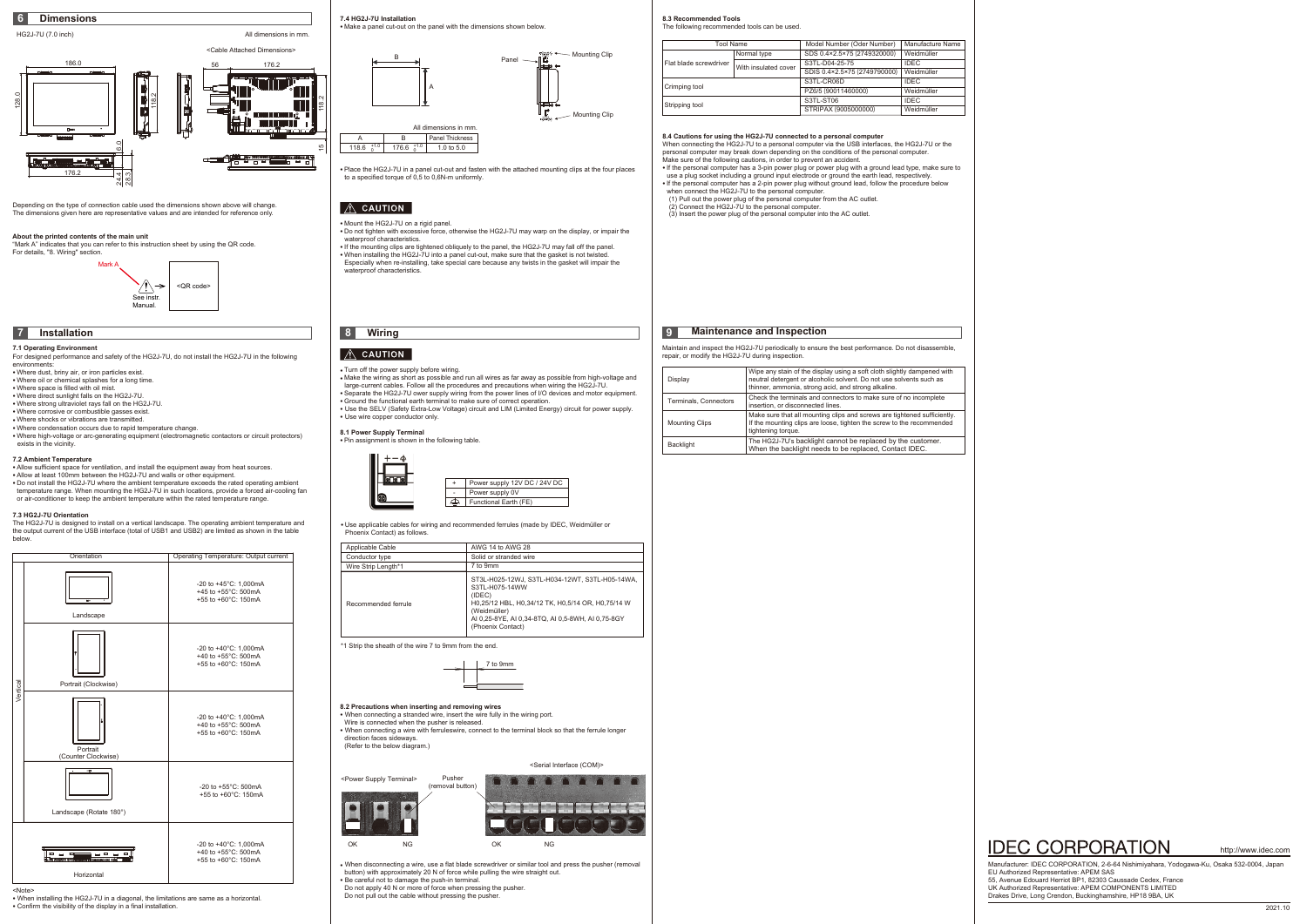## 6 Dimensions

HG2J-7U (7.0 inch)

All dimensions in mm.

<Cable Attached Dimensions>

186.0
128.0
118.2
56
176.2
118.2
6.0
176.2
24.4
28.3
15

Depending on the type of connection cable used the dimensions shown above will change.
The dimensions given here are representative values and are intended for reference only.

### About the printed contents of the main unit

"Mark A" indicates that you can refer to this instruction sheet by using the QR code.
For details, "8. Wiring" section.

Mark A
See instr. Manual.
<QR code>

## 7 Installation

### 7.1 Operating Environment

For designed performance and safety of the HG2J-7U, do not install the HG2J-7U in the following environments:

- Where dust, briny air, or iron particles exist.
- Where oil or chemical splashes for a long time.
- Where space is filled with oil mist.
- Where direct sunlight falls on the HG2J-7U.
- Where strong ultraviolet rays fall on the HG2J-7U.
- Where corrosive or combustible gasses exist.
- Where shocks or vibrations are transmitted.
- Where condensation occurs due to rapid temperature change.
- Where high-voltage or arc-generating equipment (electromagnetic contactors or circuit protectors) exists in the vicinity.

### 7.2 Ambient Temperature

- Allow sufficient space for ventilation, and install the equipment away from heat sources.
- Allow at least 100mm between the HG2J-7U and walls or other equipment.
- Do not install the HG2J-7U where the ambient temperature exceeds the rated operating ambient temperature range. When mounting the HG2J-7U in such locations, provide a forced air-cooling fan or air-conditioner to keep the ambient temperature within the rated temperature range.

### 7.3 HG2J-7U Orientation

The HG2J-7U is designed to install on a vertical landscape. The operating ambient temperature and the output current of the USB interface (total of USB1 and USB2) are limited as shown in the table below.

| Orientation | | Operating Temperature: Output current |
|---|---|---|
| Vertical | Landscape | -20 to +45°C: 1,000mA<br>+45 to +55°C: 500mA<br>+55 to +60°C: 150mA |
| | Portrait (Clockwise) | -20 to +40°C: 1,000mA<br>+40 to +55°C: 500mA<br>+55 to +60°C: 150mA |
| | Portrait (Counter Clockwise) | -20 to +40°C: 1,000mA<br>+40 to +55°C: 500mA<br>+55 to +60°C: 150mA |
| | Landscape (Rotate 180°) | -20 to +55°C: 500mA<br>+55 to +60°C: 150mA |
| Horizontal | | -20 to +40°C: 1,000mA<br>+40 to +55°C: 500mA<br>+55 to +60°C: 150mA |

<Note>

- When installing the HG2J-7U in a diagonal, the limitations are same as a horizontal.
- Confirm the visibility of the display in a final installation.

### 7.4 HG2J-7U Installation

- Make a panel cut-out on the panel with the dimensions shown below.

Panel
Mounting Clip
Mounting Clip

All dimensions in mm.

| A | B | Panel Thickness |
|---|---|---|
| 118.6 $^{+1.0}_{0}$ | 176.6 $^{+1.0}_{0}$ | 1.0 to 5.0 |

- Place the HG2J-7U in a panel cut-out and fasten with the attached mounting clips at the four places to a specified torque of 0,5 to 0,6N·m uniformly.

**⚠ CAUTION**

- Mount the HG2J-7U on a rigid panel.
- Do not tighten with excessive force, otherwise the HG2J-7U may warp on the display, or impair the waterproof characteristics.
- If the mounting clips are tightened obliquely to the panel, the HG2J-7U may fall off the panel.
- When installing the HG2J-7U into a panel cut-out, make sure that the gasket is not twisted. Especially when re-installing, take special care because any twists in the gasket will impair the waterproof characteristics.

## 8 Wiring

**⚠ CAUTION**

- Turn off the power supply before wiring.
- Make the wiring as short as possible and run all wires as far away as possible from high-voltage and large-current cables. Follow all the procedures and precautions when wiring the HG2J-7U.
- Separate the HG2J-7U power supply wiring from the power lines of I/O devices and motor equipment.
- Ground the functional earth terminal to make sure of correct operation.
- Use the SELV (Safety Extra-Low Voltage) circuit and LIM (Limited Energy) circuit for power supply.
- Use wire copper conductor only.

### 8.1 Power Supply Terminal

- Pin assignment is shown in the following table.

| | |
|---|---|
| + | Power supply 12V DC / 24V DC |
| - | Power supply 0V |
| ⏚ | Functional Earth (FE) |

- Use applicable cables for wiring and recommended ferrules (made by IDEC, Weidmüller or Phoenix Contact) as follows.

| | |
|---|---|
| Applicable Cable | AWG 14 to AWG 28 |
| Conductor type | Solid or stranded wire |
| Wire Strip Length*1 | 7 to 9mm |
| Recommended ferrule | ST3L-H025-12WJ, S3TL-H034-12WT, S3TL-H05-14WA, S3TL-H075-14WW<br>(IDEC)<br>H0,25/12 HBL, H0,34/12 TK, H0,5/14 OR, H0,75/14 W<br>(Weidmüller)<br>AI 0,25-8YE, AI 0,34-8TQ, AI 0,5-8WH, AI 0,75-8GY<br>(Phoenix Contact) |

*1 Strip the sheath of the wire 7 to 9mm from the end.

7 to 9mm

### 8.2 Precautions when inserting and removing wires

- When connecting a stranded wire, insert the wire fully in the wiring port. Wire is connected when the pusher is released.
- When connecting a wire with ferruleswire, connect to the terminal block so that the ferrule longer direction faces sideways. (Refer to the below diagram.)

<Power Supply Terminal>
Pusher (removal button)
<Serial Interface (COM)>
OK
NG
OK
NG

- When disconnecting a wire, use a flat blade screwdriver or similar tool and press the pusher (removal button) with approximately 20 N of force while pulling the wire straight out.
- Be careful not to damage the push-in terminal. Do not apply 40 N or more of force when pressing the pusher. Do not pull out the cable without pressing the pusher.

### 8.3 Recommended Tools

The following recommended tools can be used.

| Tool Name | | Model Number (Oder Number) | Manufacture Name |
|---|---|---|---|
| Flat blade screwdriver | Normal type | SDS 0.4×2.5×75 (2749320000) | Weidmüller |
| | With insulated cover | S3TL-D04-25-75 | IDEC |
| | | SDIS 0.4×2.5×75 (2749790000) | Weidmüller |
| Crimping tool | | S3TL-CR06D | IDEC |
| | | PZ6/5 (90011460000) | Weidmüller |
| Stripping tool | | S3TL-ST06 | IDEC |
| | | STRIPAX (9005000000) | Weidmüller |

### 8.4 Cautions for using the HG2J-7U connected to a personal computer

When connecting the HG2J-7U to a personal computer via the USB interfaces, the HG2J-7U or the personal computer may break down depending on the conditions of the personal computer.
Make sure of the following cautions, in order to prevent an accident.

- If the personal computer has a 3-pin power plug or power plug with a ground lead type, make sure to use a plug socket including a ground input electrode or ground the earth lead, respectively.
- If the personal computer has a 2-pin power plug without ground lead, follow the procedure below when connect the HG2J-7U to the personal computer.
  (1) Pull out the power plug of the personal computer from the AC outlet.
  (2) Connect the HG2J-7U to the personal computer.
  (3) Insert the power plug of the personal computer into the AC outlet.

## 9 Maintenance and Inspection

Maintain and inspect the HG2J-7U periodically to ensure the best performance. Do not disassemble, repair, or modify the HG2J-7U during inspection.

| | |
|---|---|
| Display | Wipe any stain of the display using a soft cloth slightly dampened with neutral detergent or alcoholic solvent. Do not use solvents such as thinner, ammonia, strong acid, and strong alkaline. |
| Terminals, Connectors | Check the terminals and connectors to make sure of no incomplete insertion, or disconnected lines. |
| Mounting Clips | Make sure that all mounting clips and screws are tightened sufficiently. If the mounting clips are loose, tighten the screw to the recommended tightening torque. |
| Backlight | The HG2J-7U's backlight cannot be replaced by the customer. When the backlight needs to be replaced, Contact IDEC. |

**IDEC CORPORATION** http://www.idec.com

Manufacturer: IDEC CORPORATION, 2-6-64 Nishimiyahara, Yodogawa-Ku, Osaka 532-0004, Japan
EU Authorized Representative: APEM SAS
55, Avenue Edouard Herriot BP1, 82303 Caussade Cedex, France
UK Authorized Representative: APEM COMPONENTS LIMITED
Drakes Drive, Long Crendon, Buckinghamshire, HP18 9BA, UK

2021.10